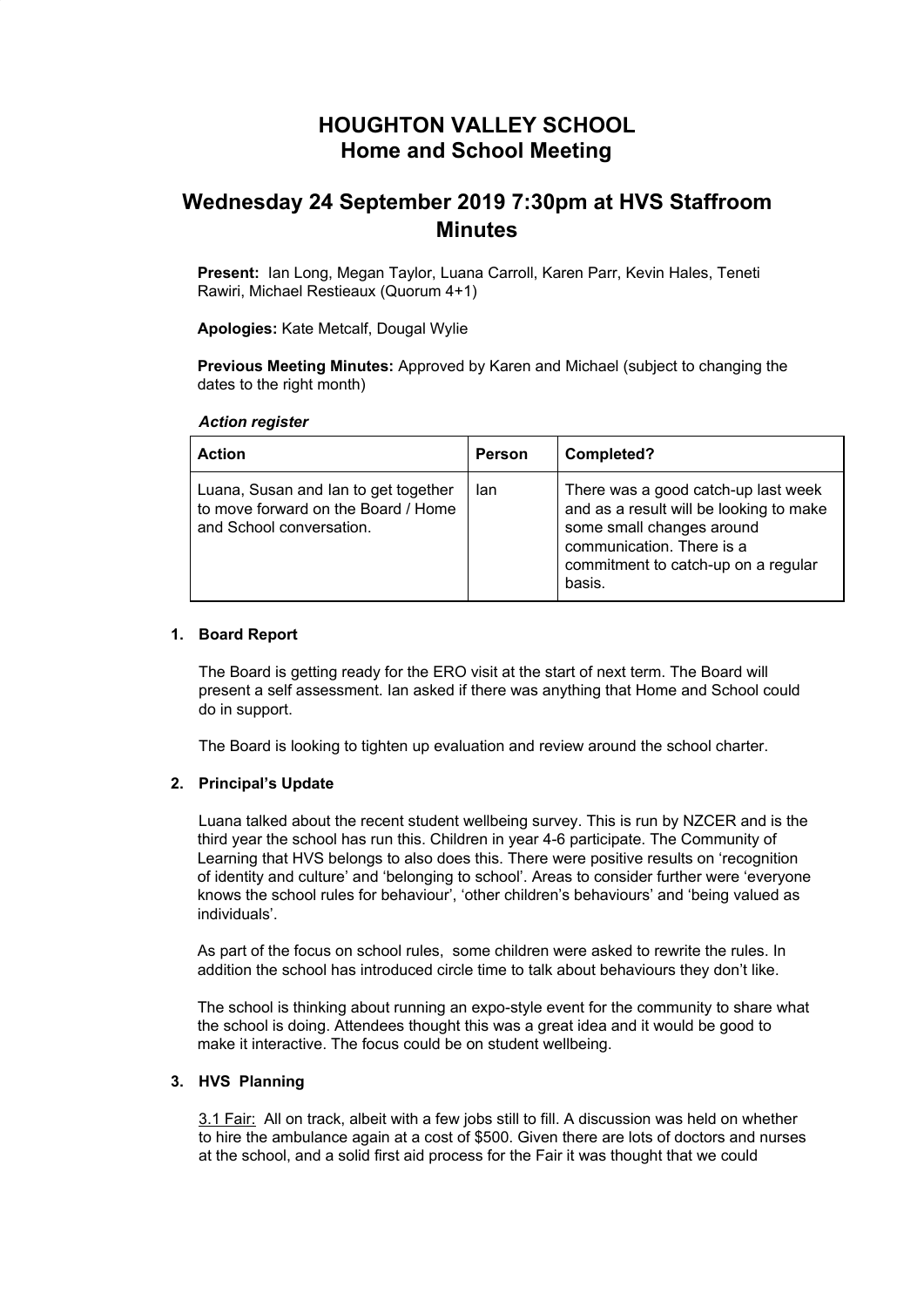# HOUGHTON VALLEY SCHOOL
# Home and School Meeting

## Wednesday 24 September 2019 7:30pm at HVS Staffroom Minutes

**Present:** Ian Long, Megan Taylor, Luana Carroll, Karen Parr, Kevin Hales, Teneti Rawiri, Michael Restieaux (Quorum 4+1)

**Apologies:** Kate Metcalf, Dougal Wylie

**Previous Meeting Minutes:** Approved by Karen and Michael (subject to changing the dates to the right month)

***Action register***

| Action | Person | Completed? |
| --- | --- | --- |
| Luana, Susan and Ian to get together to move forward on the Board / Home and School conversation. | Ian | There was a good catch-up last week and as a result will be looking to make some small changes around communication. There is a commitment to catch-up on a regular basis. |

### 1. Board Report

The Board is getting ready for the ERO visit at the start of next term. The Board will present a self assessment. Ian asked if there was anything that Home and School could do in support.

The Board is looking to tighten up evaluation and review around the school charter.

### 2. Principal's Update

Luana talked about the recent student wellbeing survey. This is run by NZCER and is the third year the school has run this. Children in year 4-6 participate. The Community of Learning that HVS belongs to also does this. There were positive results on 'recognition of identity and culture' and 'belonging to school'. Areas to consider further were 'everyone knows the school rules for behaviour', 'other children's behaviours' and 'being valued as individuals'.

As part of the focus on school rules, some children were asked to rewrite the rules. In addition the school has introduced circle time to talk about behaviours they don't like.

The school is thinking about running an expo-style event for the community to share what the school is doing. Attendees thought this was a great idea and it would be good to make it interactive. The focus could be on student wellbeing.

### 3. HVS Planning

3.1 Fair: All on track, albeit with a few jobs still to fill. A discussion was held on whether to hire the ambulance again at a cost of $500. Given there are lots of doctors and nurses at the school, and a solid first aid process for the Fair it was thought that we could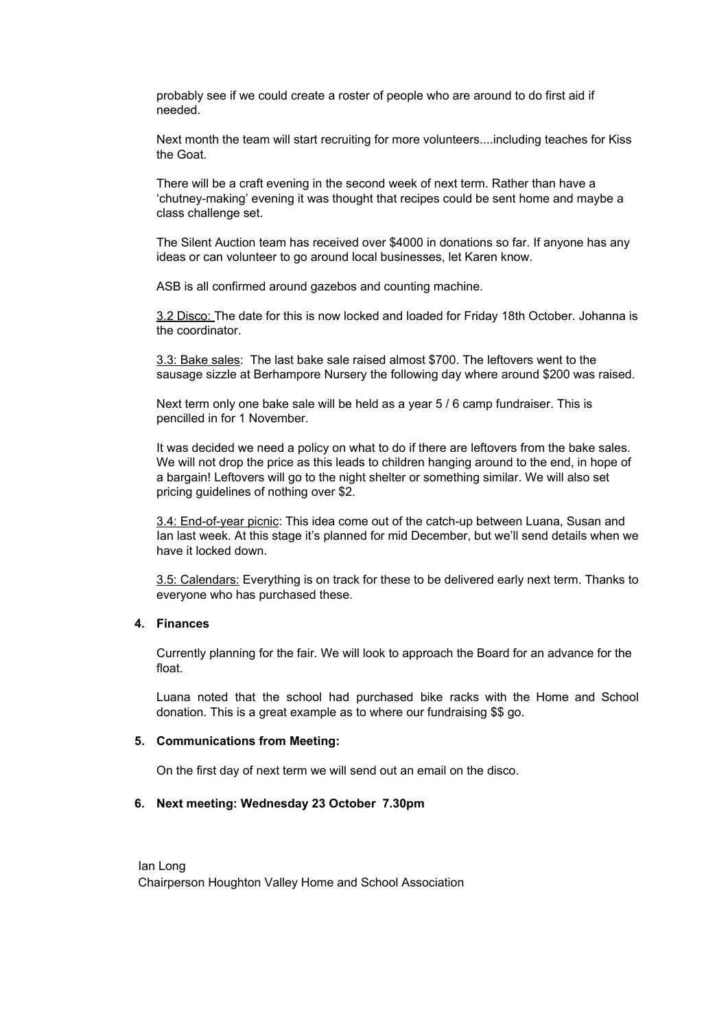probably see if we could create a roster of people who are around to do first aid if needed.

Next month the team will start recruiting for more volunteers....including teaches for Kiss the Goat.

There will be a craft evening in the second week of next term. Rather than have a 'chutney-making' evening it was thought that recipes could be sent home and maybe a class challenge set.

The Silent Auction team has received over $4000 in donations so far. If anyone has any ideas or can volunteer to go around local businesses, let Karen know.

ASB is all confirmed around gazebos and counting machine.

3.2 Disco: The date for this is now locked and loaded for Friday 18th October. Johanna is the coordinator.

3.3: Bake sales: The last bake sale raised almost $700. The leftovers went to the sausage sizzle at Berhampore Nursery the following day where around $200 was raised.

Next term only one bake sale will be held as a year 5 / 6 camp fundraiser. This is pencilled in for 1 November.

It was decided we need a policy on what to do if there are leftovers from the bake sales. We will not drop the price as this leads to children hanging around to the end, in hope of a bargain! Leftovers will go to the night shelter or something similar. We will also set pricing guidelines of nothing over $2.

3.4: End-of-year picnic: This idea come out of the catch-up between Luana, Susan and Ian last week. At this stage it's planned for mid December, but we'll send details when we have it locked down.

3.5: Calendars: Everything is on track for these to be delivered early next term. Thanks to everyone who has purchased these.

**4. Finances**

Currently planning for the fair. We will look to approach the Board for an advance for the float.

Luana noted that the school had purchased bike racks with the Home and School donation. This is a great example as to where our fundraising $$ go.

**5. Communications from Meeting:**

On the first day of next term we will send out an email on the disco.

**6. Next meeting: Wednesday 23 October 7.30pm**

Ian Long
Chairperson Houghton Valley Home and School Association